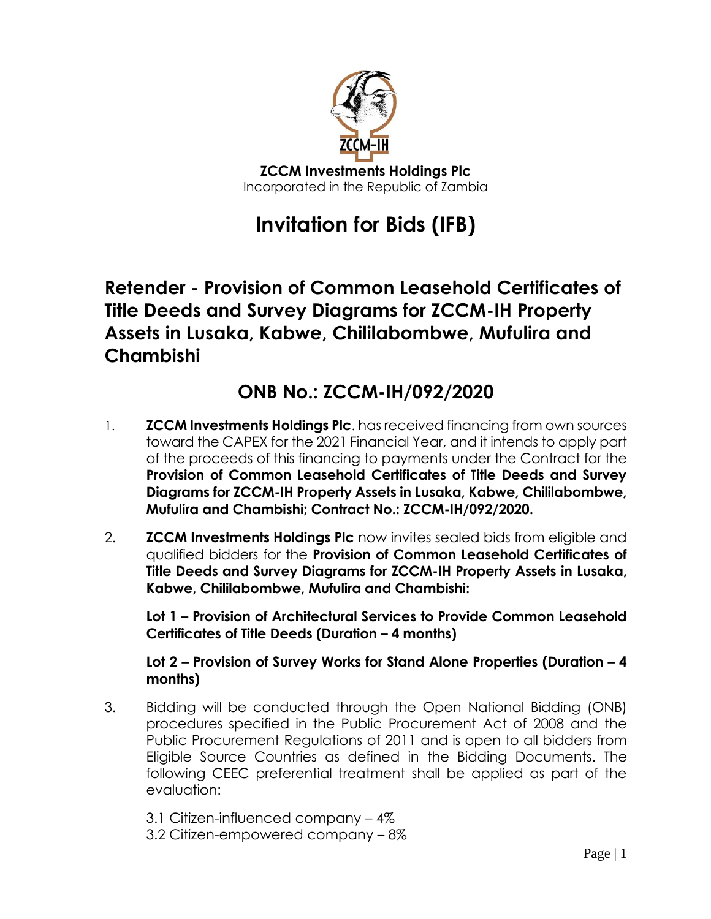**ZCCM Investments Holdings Plc**
Incorporated in the Republic of Zambia

# Invitation for Bids (IFB)

## Retender - Provision of Common Leasehold Certificates of Title Deeds and Survey Diagrams for ZCCM-IH Property Assets in Lusaka, Kabwe, Chililabombwe, Mufulira and Chambishi

## ONB No.: ZCCM-IH/092/2020

1. **ZCCM Investments Holdings Plc**. has received financing from own sources toward the CAPEX for the 2021 Financial Year, and it intends to apply part of the proceeds of this financing to payments under the Contract for the **Provision of Common Leasehold Certificates of Title Deeds and Survey Diagrams for ZCCM-IH Property Assets in Lusaka, Kabwe, Chililabombwe, Mufulira and Chambishi; Contract No.: ZCCM-IH/092/2020.**

2. **ZCCM Investments Holdings Plc** now invites sealed bids from eligible and qualified bidders for the **Provision of Common Leasehold Certificates of Title Deeds and Survey Diagrams for ZCCM-IH Property Assets in Lusaka, Kabwe, Chililabombwe, Mufulira and Chambishi:**

   **Lot 1 – Provision of Architectural Services to Provide Common Leasehold Certificates of Title Deeds (Duration – 4 months)**

   **Lot 2 – Provision of Survey Works for Stand Alone Properties (Duration – 4 months)**

3. Bidding will be conducted through the Open National Bidding (ONB) procedures specified in the Public Procurement Act of 2008 and the Public Procurement Regulations of 2011 and is open to all bidders from Eligible Source Countries as defined in the Bidding Documents. The following CEEC preferential treatment shall be applied as part of the evaluation:

   3.1 Citizen-influenced company – 4%
   3.2 Citizen-empowered company – 8%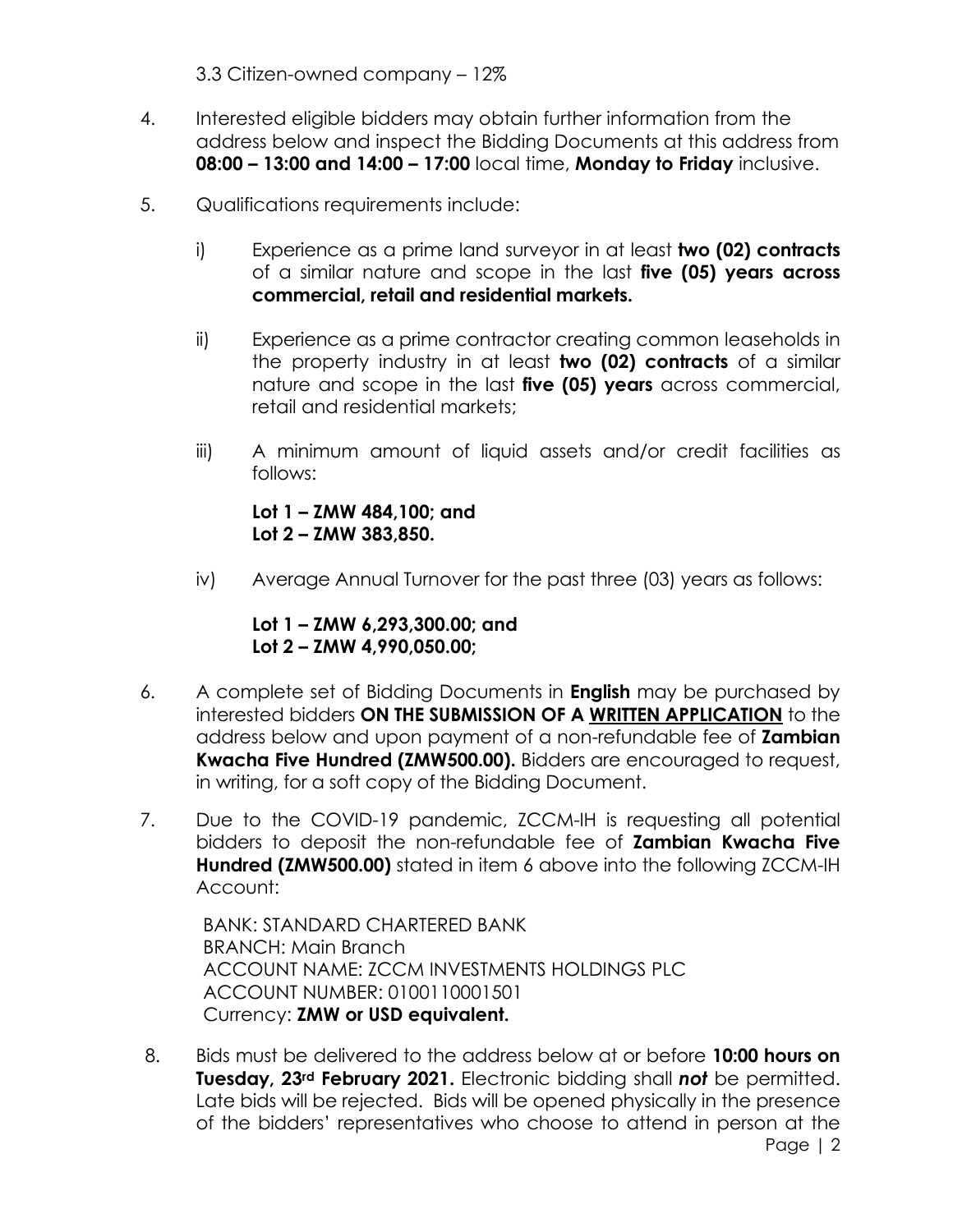3.3 Citizen-owned company – 12%

4. Interested eligible bidders may obtain further information from the address below and inspect the Bidding Documents at this address from **08:00 – 13:00 and 14:00 – 17:00** local time, **Monday to Friday** inclusive.

5. Qualifications requirements include:

   i) Experience as a prime land surveyor in at least **two (02) contracts** of a similar nature and scope in the last **five (05) years across commercial, retail and residential markets.**

   ii) Experience as a prime contractor creating common leaseholds in the property industry in at least **two (02) contracts** of a similar nature and scope in the last **five (05) years** across commercial, retail and residential markets;

   iii) A minimum amount of liquid assets and/or credit facilities as follows:

   **Lot 1 – ZMW 484,100; and**
   **Lot 2 – ZMW 383,850.**

   iv) Average Annual Turnover for the past three (03) years as follows:

   **Lot 1 – ZMW 6,293,300.00; and**
   **Lot 2 – ZMW 4,990,050.00;**

6. A complete set of Bidding Documents in **English** may be purchased by interested bidders **ON THE SUBMISSION OF A <u>WRITTEN APPLICATION</u>** to the address below and upon payment of a non-refundable fee of **Zambian Kwacha Five Hundred (ZMW500.00).** Bidders are encouraged to request, in writing, for a soft copy of the Bidding Document.

7. Due to the COVID-19 pandemic, ZCCM-IH is requesting all potential bidders to deposit the non-refundable fee of **Zambian Kwacha Five Hundred (ZMW500.00)** stated in item 6 above into the following ZCCM-IH Account:

   BANK: STANDARD CHARTERED BANK
   BRANCH: Main Branch
   ACCOUNT NAME: ZCCM INVESTMENTS HOLDINGS PLC
   ACCOUNT NUMBER: 0100110001501
   Currency: **ZMW or USD equivalent.**

8. Bids must be delivered to the address below at or before **10:00 hours on Tuesday, 23rd February 2021.** Electronic bidding shall ***not*** be permitted. Late bids will be rejected. Bids will be opened physically in the presence of the bidders' representatives who choose to attend in person at the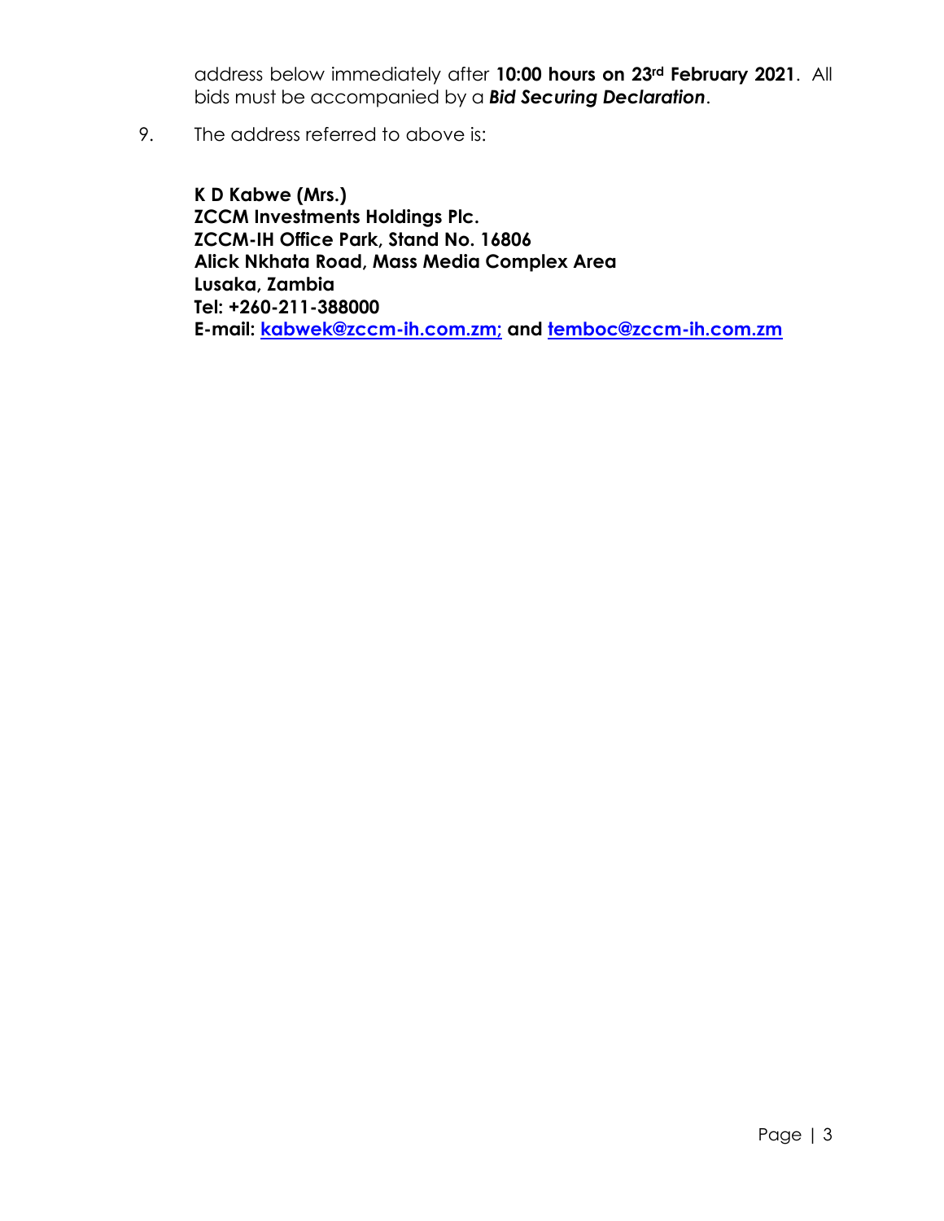address below immediately after **10:00 hours on 23rd February 2021**. All bids must be accompanied by a ***Bid Securing Declaration***.

9. The address referred to above is:

**K D Kabwe (Mrs.)**
**ZCCM Investments Holdings Plc.**
**ZCCM-IH Office Park, Stand No. 16806**
**Alick Nkhata Road, Mass Media Complex Area**
**Lusaka, Zambia**
**Tel: +260-211-388000**
**E-mail: kabwek@zccm-ih.com.zm; and temboc@zccm-ih.com.zm**